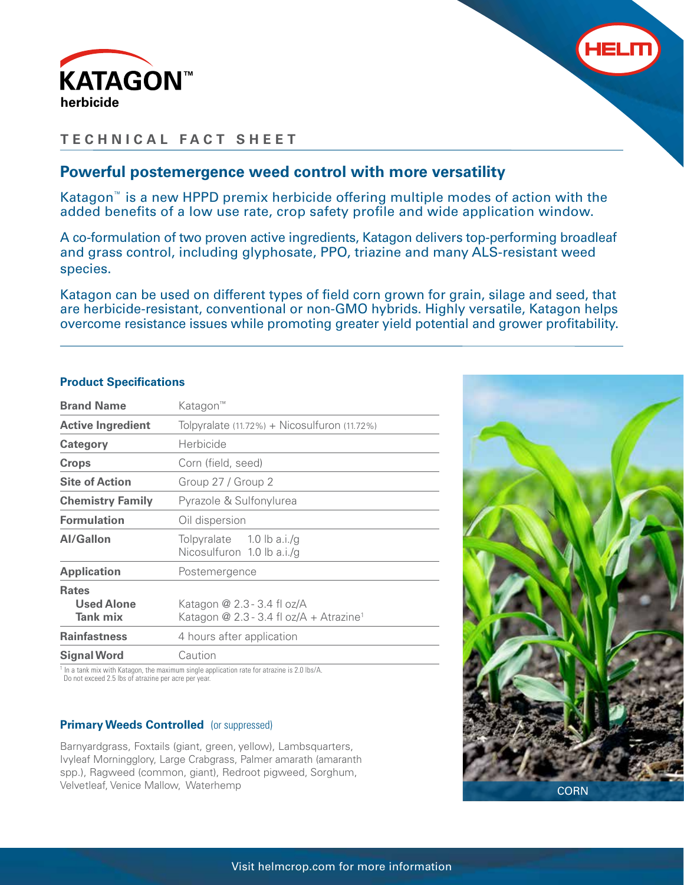# KATAGON™ herbicide

## TECHNICAL FACT SHEET

### Powerful postemergence weed control with more versatility

Katagon™ is a new HPPD premix herbicide offering multiple modes of action with the added benefits of a low use rate, crop safety profile and wide application window.

A co-formulation of two proven active ingredients, Katagon delivers top-performing broadleaf and grass control, including glyphosate, PPO, triazine and many ALS-resistant weed species.

Katagon can be used on different types of field corn grown for grain, silage and seed, that are herbicide-resistant, conventional or non-GMO hybrids. Highly versatile, Katagon helps overcome resistance issues while promoting greater yield potential and grower profitability.

### Product Specifications

| | |
|---|---|
| **Brand Name** | Katagon™ |
| **Active Ingredient** | Tolpyralate (11.72%) + Nicosulfuron (11.72%) |
| **Category** | Herbicide |
| **Crops** | Corn (field, seed) |
| **Site of Action** | Group 27 / Group 2 |
| **Chemistry Family** | Pyrazole & Sulfonylurea |
| **Formulation** | Oil dispersion |
| **AI/Gallon** | Tolpyralate 1.0 lb a.i./g<br>Nicosulfuron 1.0 lb a.i./g |
| **Application** | Postemergence |
| **Rates**<br>**Used Alone**<br>**Tank mix** | <br>Katagon @ 2.3 - 3.4 fl oz/A<br>Katagon @ 2.3 - 3.4 fl oz/A + Atrazine[1] |
| **Rainfastness** | 4 hours after application |
| **Signal Word** | Caution |

[1] In a tank mix with Katagon, the maximum single application rate for atrazine is 2.0 lbs/A. Do not exceed 2.5 lbs of atrazine per acre per year.

### Primary Weeds Controlled (or suppressed)

Barnyardgrass, Foxtails (giant, green, yellow), Lambsquarters, Ivyleaf Morningglory, Large Crabgrass, Palmer amarath (amaranth spp.), Ragweed (common, giant), Redroot pigweed, Sorghum, Velvetleaf, Venice Mallow, Waterhemp

CORN

Visit helmcrop.com for more information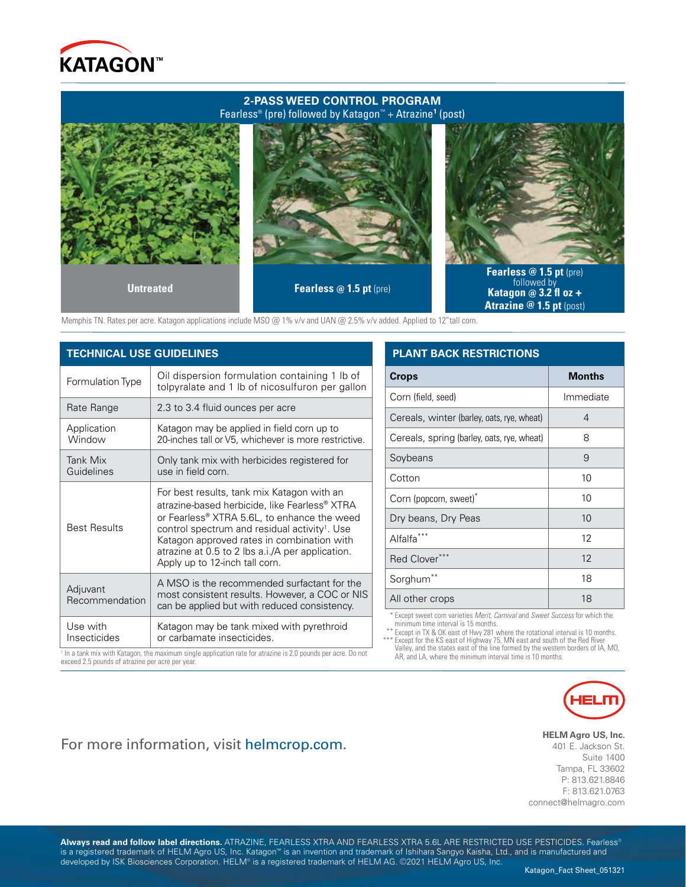# KATAGON™

## 2-PASS WEED CONTROL PROGRAM

Fearless® (pre) followed by Katagon™ + Atrazine[1] (post)

**Untreated**

**Fearless @ 1.5 pt** (pre)

**Fearless @ 1.5 pt** (pre) followed by **Katagon @ 3.2 fl oz + Atrazine @ 1.5 pt** (post)

Memphis TN. Rates per acre. Katagon applications include MSO @ 1% v/v and UAN @ 2.5% v/v added. Applied to 12"tall corn.

## TECHNICAL USE GUIDELINES

| | |
|---|---|
| Formulation Type | Oil dispersion formulation containing 1 lb of tolpyralate and 1 lb of nicosulfuron per gallon |
| Rate Range | 2.3 to 3.4 fluid ounces per acre |
| Application Window | Katagon may be applied in field corn up to 20-inches tall or V5, whichever is more restrictive. |
| Tank Mix Guidelines | Only tank mix with herbicides registered for use in field corn. |
| Best Results | For best results, tank mix Katagon with an atrazine-based herbicide, like Fearless® XTRA or Fearless® XTRA 5.6L, to enhance the weed control spectrum and residual activity[1]. Use Katagon approved rates in combination with atrazine at 0.5 to 2 lbs a.i./A per application. Apply up to 12-inch tall corn. |
| Adjuvant Recommendation | A MSO is the recommended surfactant for the most consistent results. However, a COC or NIS can be applied but with reduced consistency. |
| Use with Insecticides | Katagon may be tank mixed with pyrethroid or carbamate insecticides. |

[1] In a tank mix with Katagon, the maximum single application rate for atrazine is 2.0 pounds per acre. Do not exceed 2.5 pounds of atrazine per acre per year.

## PLANT BACK RESTRICTIONS

| Crops | Months |
|---|---|
| Corn (field, seed) | Immediate |
| Cereals, winter (barley, oats, rye, wheat) | 4 |
| Cereals, spring (barley, oats, rye, wheat) | 8 |
| Soybeans | 9 |
| Cotton | 10 |
| Corn (popcorn, sweet)* | 10 |
| Dry beans, Dry Peas | 10 |
| Alfalfa*** | 12 |
| Red Clover*** | 12 |
| Sorghum** | 18 |
| All other crops | 18 |

\* Except sweet corn varieties *Merit, Carnival* and *Sweet Success* for which the minimum time interval is 15 months.
\*\* Except in TX & OK east of Hwy 281 where the rotational interval is 10 months.
\*\*\* Except for the KS east of Highway 75, MN east and south of the Red River Valley, and the states east of the line formed by the western borders of IA, MO, AR, and LA, where the minimum interval time is 10 months.

For more information, visit helmcrop.com.

**HELM Agro US, Inc.**
401 E. Jackson St.
Suite 1400
Tampa, FL 33602
P: 813.621.8846
F: 813.621.0763
connect@helmagro.com

**Always read and follow label directions.** ATRAZINE, FEARLESS XTRA AND FEARLESS XTRA 5.6L ARE RESTRICTED USE PESTICIDES. Fearless® is a registered trademark of HELM Agro US, Inc. Katagon™ is an invention and trademark of Ishihara Sangyo Kaisha, Ltd., and is manufactured and developed by ISK Biosciences Corporation. HELM® is a registered trademark of HELM AG. ©2021 HELM Agro US, Inc.

Katagon_Fact Sheet_051321